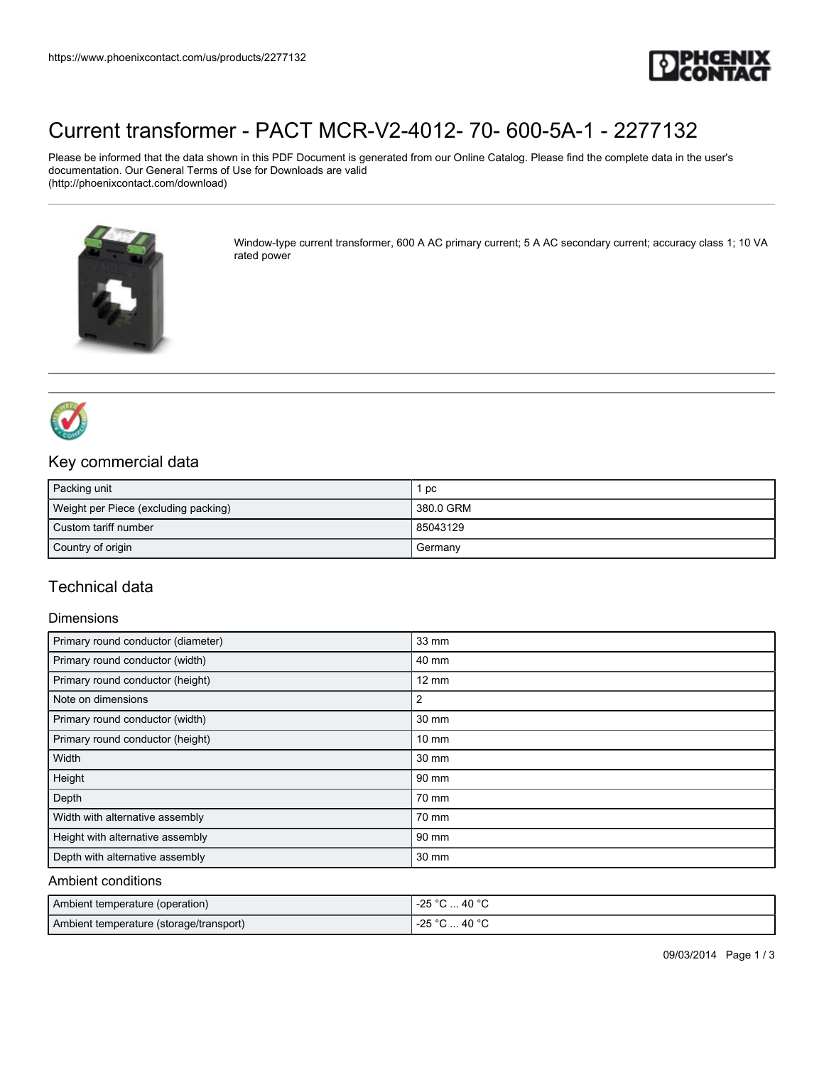# Current transformer - PACT MCR-V2-4012- 70- 600-5A-1 - 2277132

Please be informed that the data shown in this PDF Document is generated from our Online Catalog. Please find the complete data in the user's documentation. Our General Terms of Use for Downloads are valid (http://phoenixcontact.com/download)

Window-type current transformer, 600 A AC primary current; 5 A AC secondary current; accuracy class 1; 10 VA rated power

## Key commercial data

| | |
|---|---|
| Packing unit | 1 pc |
| Weight per Piece (excluding packing) | 380.0 GRM |
| Custom tariff number | 85043129 |
| Country of origin | Germany |

## Technical data

### Dimensions

| | |
|---|---|
| Primary round conductor (diameter) | 33 mm |
| Primary round conductor (width) | 40 mm |
| Primary round conductor (height) | 12 mm |
| Note on dimensions | 2 |
| Primary round conductor (width) | 30 mm |
| Primary round conductor (height) | 10 mm |
| Width | 30 mm |
| Height | 90 mm |
| Depth | 70 mm |
| Width with alternative assembly | 70 mm |
| Height with alternative assembly | 90 mm |
| Depth with alternative assembly | 30 mm |

### Ambient conditions

| | |
|---|---|
| Ambient temperature (operation) | -25 °C ... 40 °C |
| Ambient temperature (storage/transport) | -25 °C ... 40 °C |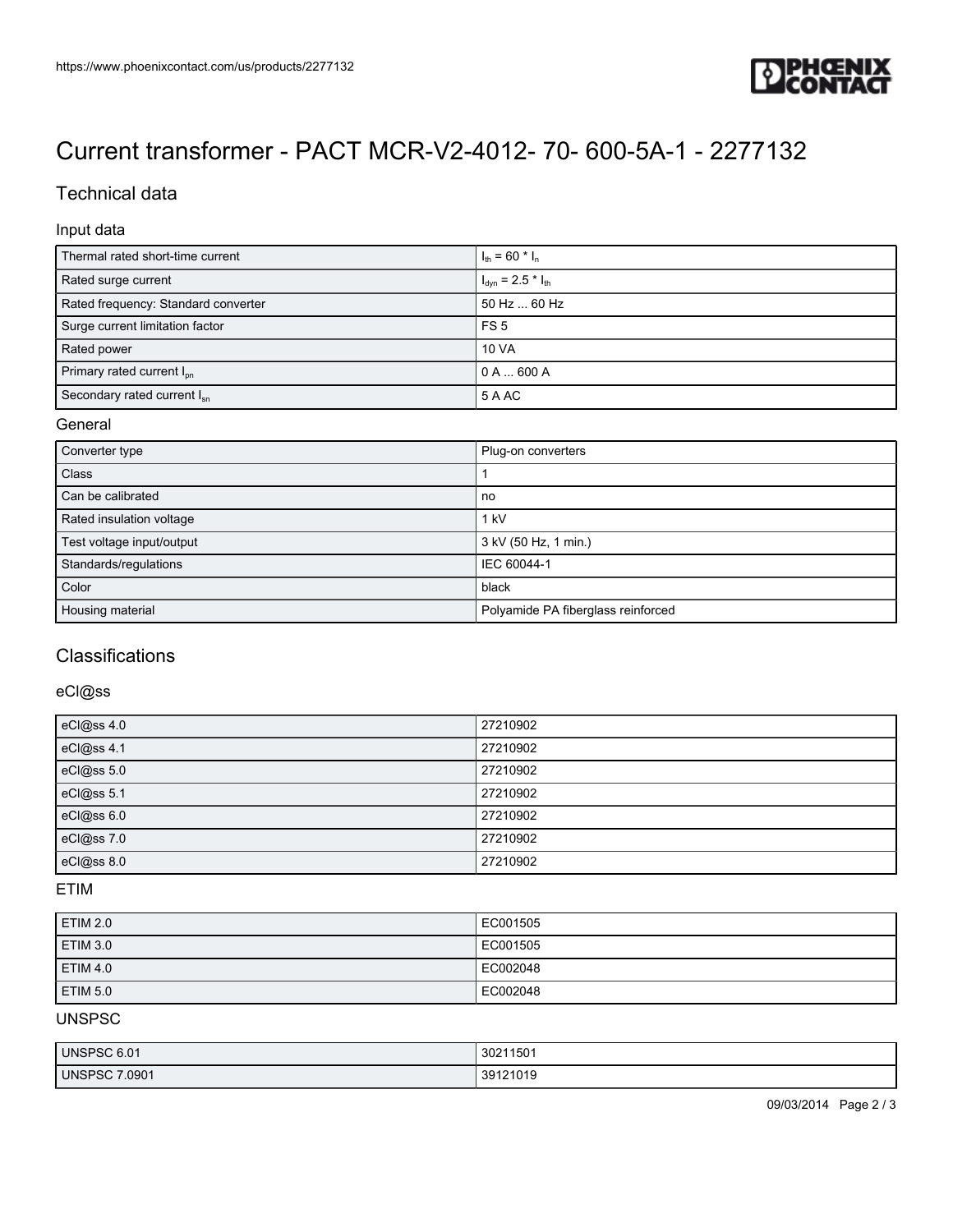# Current transformer - PACT MCR-V2-4012- 70- 600-5A-1 - 2277132

## Technical data

### Input data

| | |
|---|---|
| Thermal rated short-time current | $I_{th}$ = 60 * $I_n$ |
| Rated surge current | $I_{dyn}$ = 2.5 * $I_{th}$ |
| Rated frequency: Standard converter | 50 Hz ... 60 Hz |
| Surge current limitation factor | FS 5 |
| Rated power | 10 VA |
| Primary rated current $I_{pn}$ | 0 A ... 600 A |
| Secondary rated current $I_{sn}$ | 5 A AC |

### General

| | |
|---|---|
| Converter type | Plug-on converters |
| Class | 1 |
| Can be calibrated | no |
| Rated insulation voltage | 1 kV |
| Test voltage input/output | 3 kV (50 Hz, 1 min.) |
| Standards/regulations | IEC 60044-1 |
| Color | black |
| Housing material | Polyamide PA fiberglass reinforced |

## Classifications

### eCl@ss

| | |
|---|---|
| eCl@ss 4.0 | 27210902 |
| eCl@ss 4.1 | 27210902 |
| eCl@ss 5.0 | 27210902 |
| eCl@ss 5.1 | 27210902 |
| eCl@ss 6.0 | 27210902 |
| eCl@ss 7.0 | 27210902 |
| eCl@ss 8.0 | 27210902 |

### ETIM

| | |
|---|---|
| ETIM 2.0 | EC001505 |
| ETIM 3.0 | EC001505 |
| ETIM 4.0 | EC002048 |
| ETIM 5.0 | EC002048 |

### UNSPSC

| | |
|---|---|
| UNSPSC 6.01 | 30211501 |
| UNSPSC 7.0901 | 39121019 |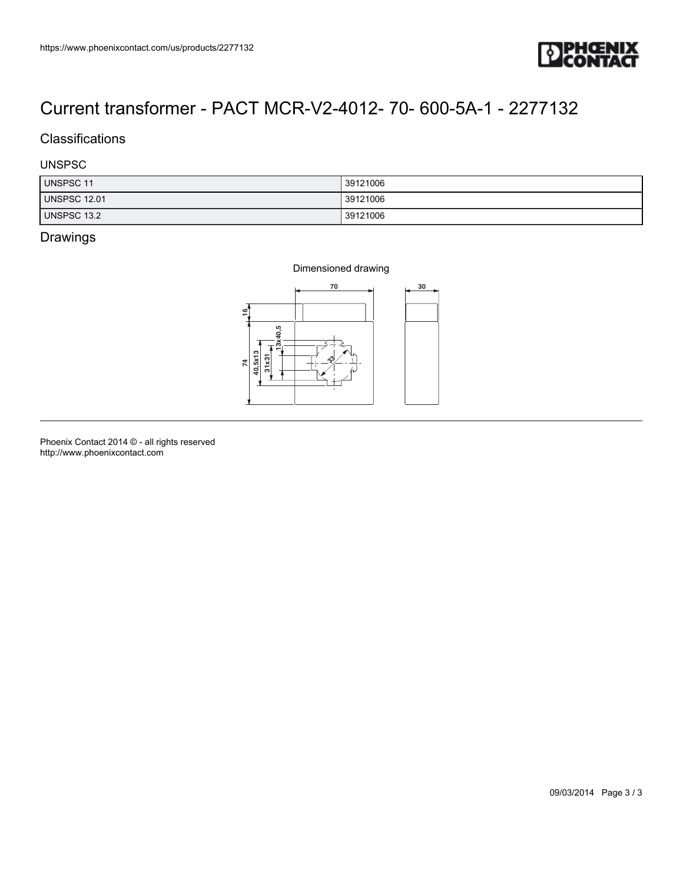# Current transformer - PACT MCR-V2-4012- 70- 600-5A-1 - 2277132

## Classifications

### UNSPSC

| | |
|---|---|
| UNSPSC 11 | 39121006 |
| UNSPSC 12.01 | 39121006 |
| UNSPSC 13.2 | 39121006 |

## Drawings

Dimensioned drawing

70
30
16
74
40,5x13
31x31
13x40,5
33

Phoenix Contact 2014 © - all rights reserved
http://www.phoenixcontact.com